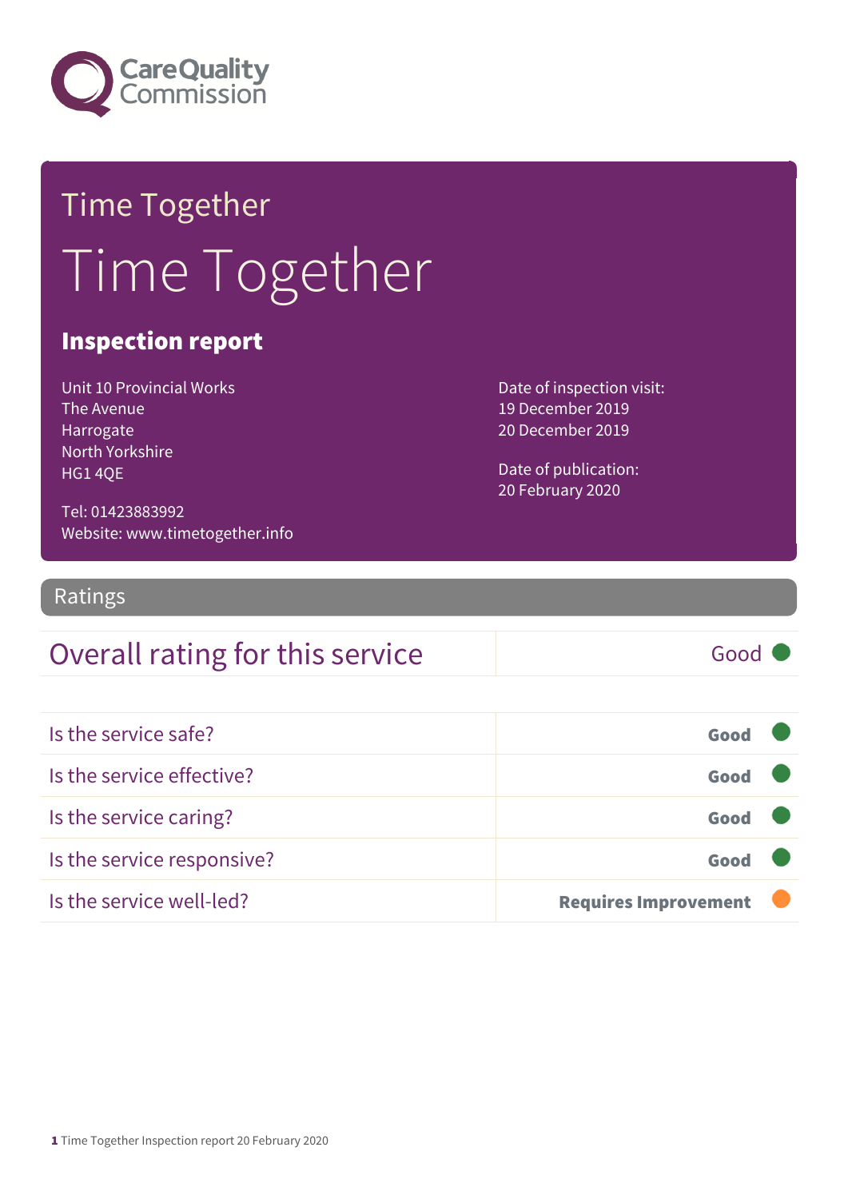Care Quality Commission

# Time Together

# Time Together

## Inspection report

Unit 10 Provincial Works
The Avenue
Harrogate
North Yorkshire
HG1 4QE

Tel: 01423883992
Website: www.timetogether.info

Date of inspection visit:
19 December 2019
20 December 2019

Date of publication:
20 February 2020

## Ratings

| Overall rating for this service | Good |
|---|---|

| | |
|---|---|
| Is the service safe? | **Good** |
| Is the service effective? | **Good** |
| Is the service caring? | **Good** |
| Is the service responsive? | **Good** |
| Is the service well-led? | **Requires Improvement** |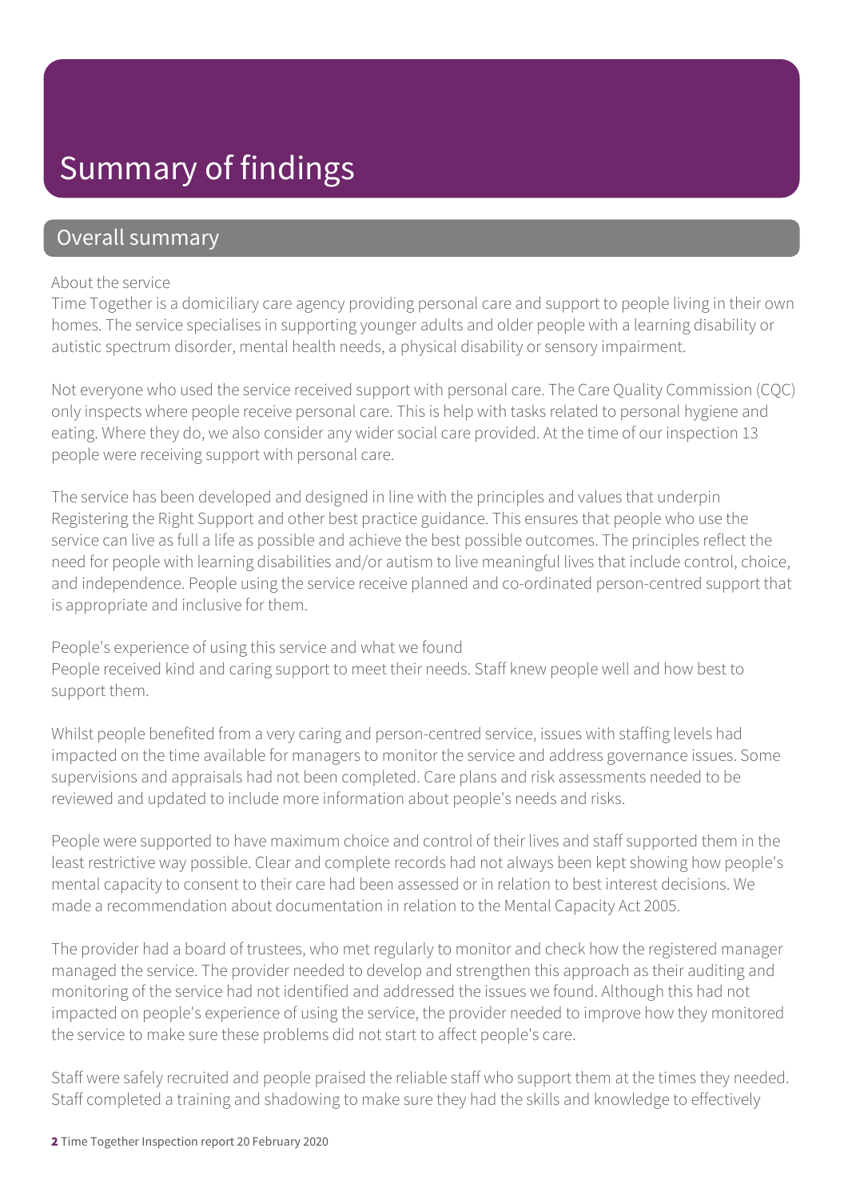# Summary of findings

## Overall summary

About the service

Time Together is a domiciliary care agency providing personal care and support to people living in their own homes. The service specialises in supporting younger adults and older people with a learning disability or autistic spectrum disorder, mental health needs, a physical disability or sensory impairment.

Not everyone who used the service received support with personal care. The Care Quality Commission (CQC) only inspects where people receive personal care. This is help with tasks related to personal hygiene and eating. Where they do, we also consider any wider social care provided. At the time of our inspection 13 people were receiving support with personal care.

The service has been developed and designed in line with the principles and values that underpin Registering the Right Support and other best practice guidance. This ensures that people who use the service can live as full a life as possible and achieve the best possible outcomes. The principles reflect the need for people with learning disabilities and/or autism to live meaningful lives that include control, choice, and independence. People using the service receive planned and co-ordinated person-centred support that is appropriate and inclusive for them.

People's experience of using this service and what we found
People received kind and caring support to meet their needs. Staff knew people well and how best to support them.

Whilst people benefited from a very caring and person-centred service, issues with staffing levels had impacted on the time available for managers to monitor the service and address governance issues. Some supervisions and appraisals had not been completed. Care plans and risk assessments needed to be reviewed and updated to include more information about people's needs and risks.

People were supported to have maximum choice and control of their lives and staff supported them in the least restrictive way possible. Clear and complete records had not always been kept showing how people's mental capacity to consent to their care had been assessed or in relation to best interest decisions. We made a recommendation about documentation in relation to the Mental Capacity Act 2005.

The provider had a board of trustees, who met regularly to monitor and check how the registered manager managed the service. The provider needed to develop and strengthen this approach as their auditing and monitoring of the service had not identified and addressed the issues we found. Although this had not impacted on people's experience of using the service, the provider needed to improve how they monitored the service to make sure these problems did not start to affect people's care.

Staff were safely recruited and people praised the reliable staff who support them at the times they needed. Staff completed a training and shadowing to make sure they had the skills and knowledge to effectively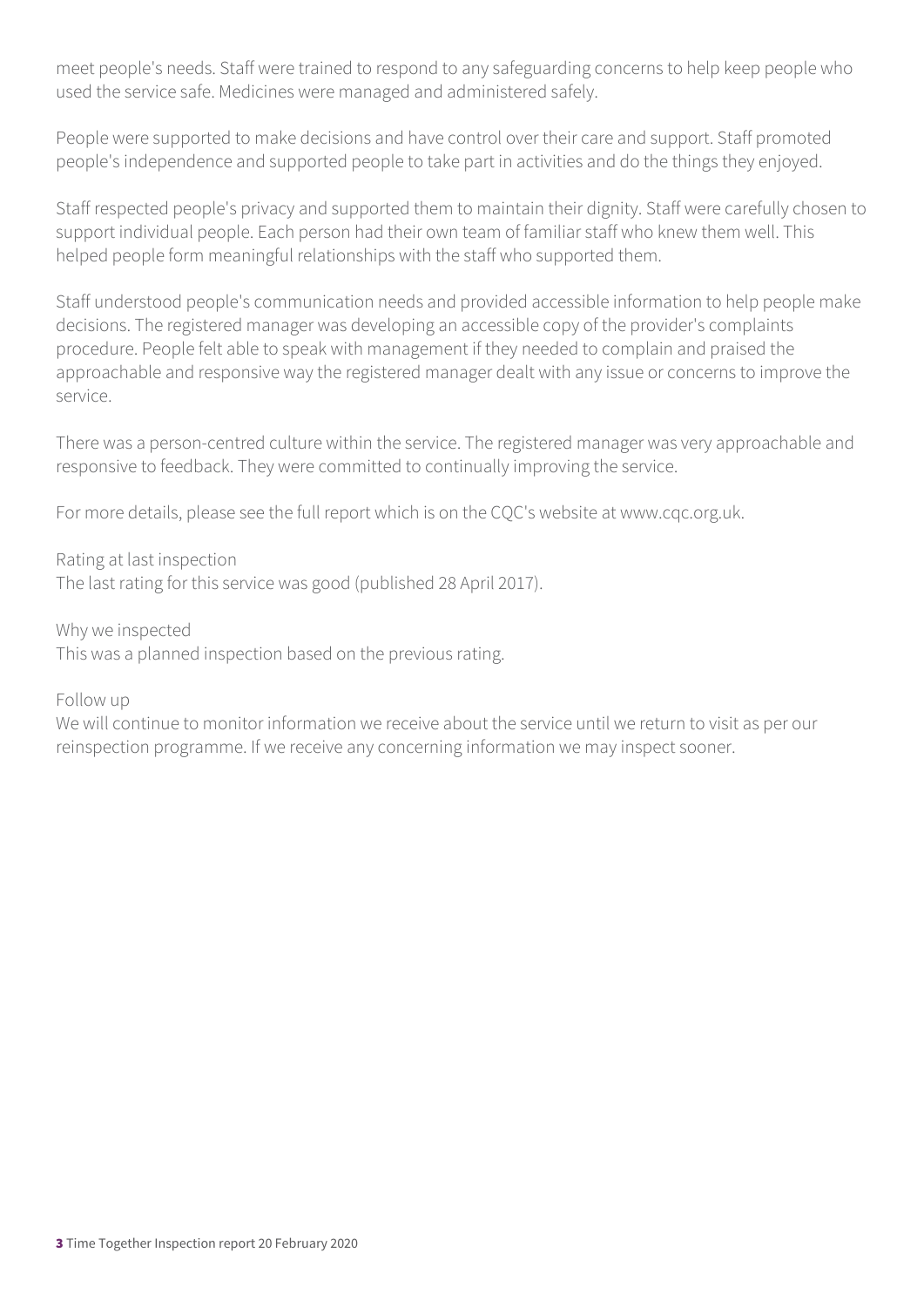meet people's needs. Staff were trained to respond to any safeguarding concerns to help keep people who used the service safe. Medicines were managed and administered safely.

People were supported to make decisions and have control over their care and support. Staff promoted people's independence and supported people to take part in activities and do the things they enjoyed.

Staff respected people's privacy and supported them to maintain their dignity. Staff were carefully chosen to support individual people. Each person had their own team of familiar staff who knew them well. This helped people form meaningful relationships with the staff who supported them.

Staff understood people's communication needs and provided accessible information to help people make decisions. The registered manager was developing an accessible copy of the provider's complaints procedure. People felt able to speak with management if they needed to complain and praised the approachable and responsive way the registered manager dealt with any issue or concerns to improve the service.

There was a person-centred culture within the service. The registered manager was very approachable and responsive to feedback. They were committed to continually improving the service.

For more details, please see the full report which is on the CQC's website at www.cqc.org.uk.

Rating at last inspection
The last rating for this service was good (published 28 April 2017).

Why we inspected
This was a planned inspection based on the previous rating.

Follow up
We will continue to monitor information we receive about the service until we return to visit as per our reinspection programme. If we receive any concerning information we may inspect sooner.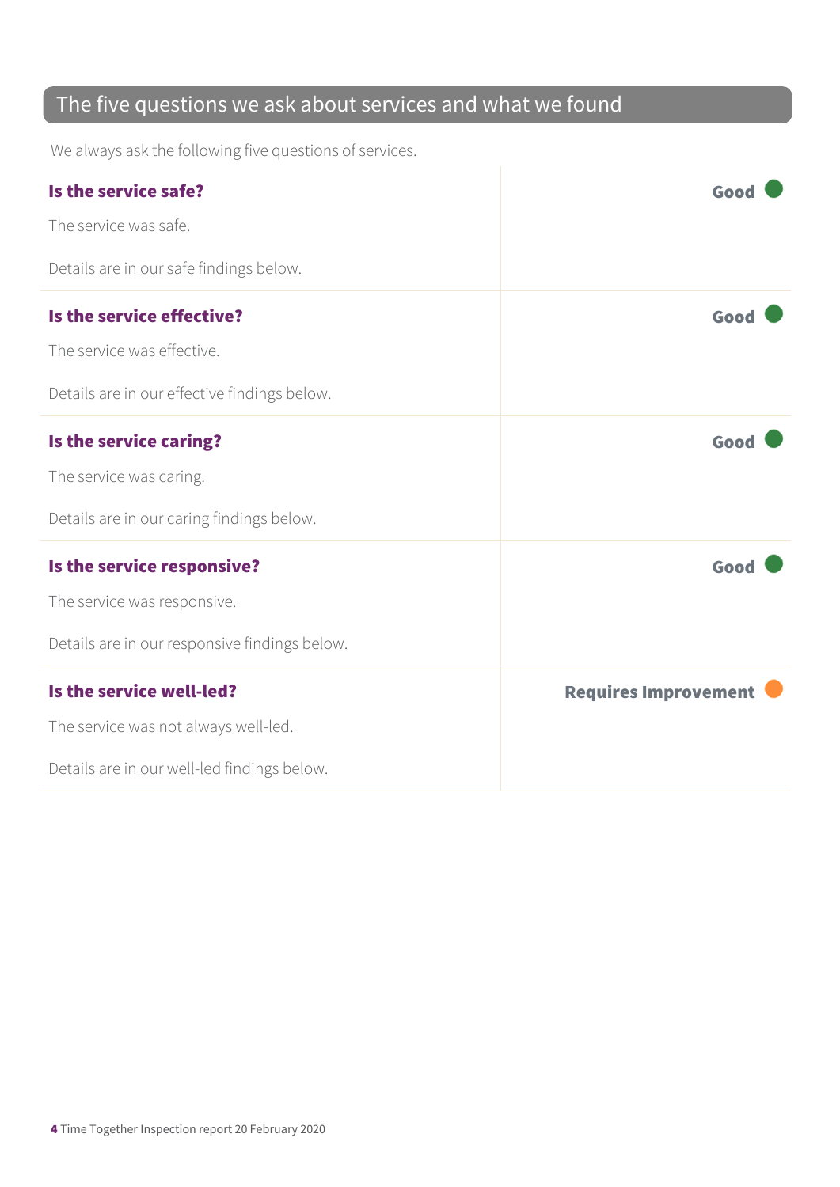## The five questions we ask about services and what we found

We always ask the following five questions of services.

| | |
|---|---|
| **Is the service safe?**<br><br>The service was safe.<br><br>Details are in our safe findings below. | **Good** |
| **Is the service effective?**<br><br>The service was effective.<br><br>Details are in our effective findings below. | **Good** |
| **Is the service caring?**<br><br>The service was caring.<br><br>Details are in our caring findings below. | **Good** |
| **Is the service responsive?**<br><br>The service was responsive.<br><br>Details are in our responsive findings below. | **Good** |
| **Is the service well-led?**<br><br>The service was not always well-led.<br><br>Details are in our well-led findings below. | **Requires Improvement** |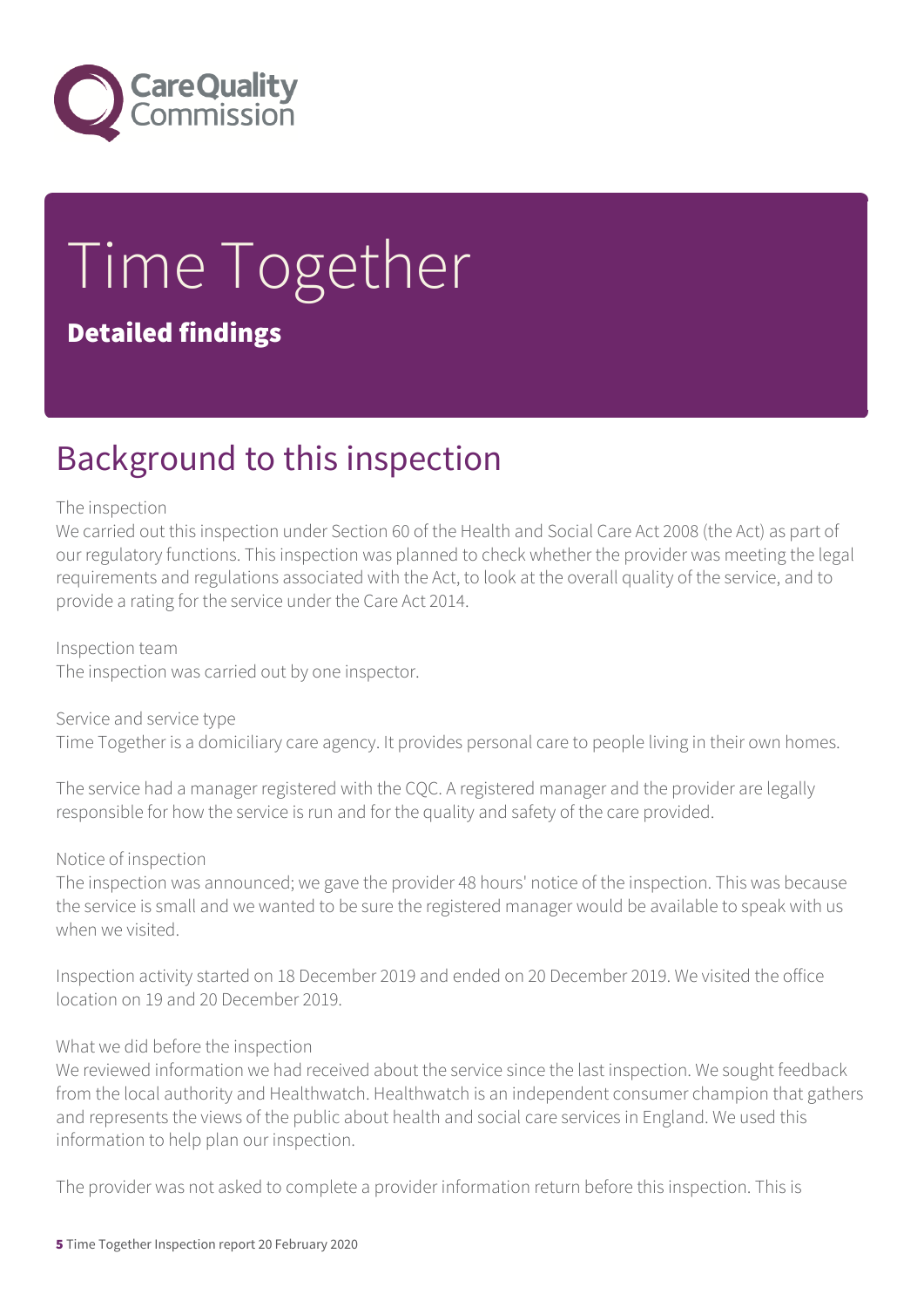# Time Together

**Detailed findings**

## Background to this inspection

The inspection

We carried out this inspection under Section 60 of the Health and Social Care Act 2008 (the Act) as part of our regulatory functions. This inspection was planned to check whether the provider was meeting the legal requirements and regulations associated with the Act, to look at the overall quality of the service, and to provide a rating for the service under the Care Act 2014.

Inspection team

The inspection was carried out by one inspector.

Service and service type

Time Together is a domiciliary care agency. It provides personal care to people living in their own homes.

The service had a manager registered with the CQC. A registered manager and the provider are legally responsible for how the service is run and for the quality and safety of the care provided.

Notice of inspection

The inspection was announced; we gave the provider 48 hours' notice of the inspection. This was because the service is small and we wanted to be sure the registered manager would be available to speak with us when we visited.

Inspection activity started on 18 December 2019 and ended on 20 December 2019. We visited the office location on 19 and 20 December 2019.

What we did before the inspection

We reviewed information we had received about the service since the last inspection. We sought feedback from the local authority and Healthwatch. Healthwatch is an independent consumer champion that gathers and represents the views of the public about health and social care services in England. We used this information to help plan our inspection.

The provider was not asked to complete a provider information return before this inspection. This is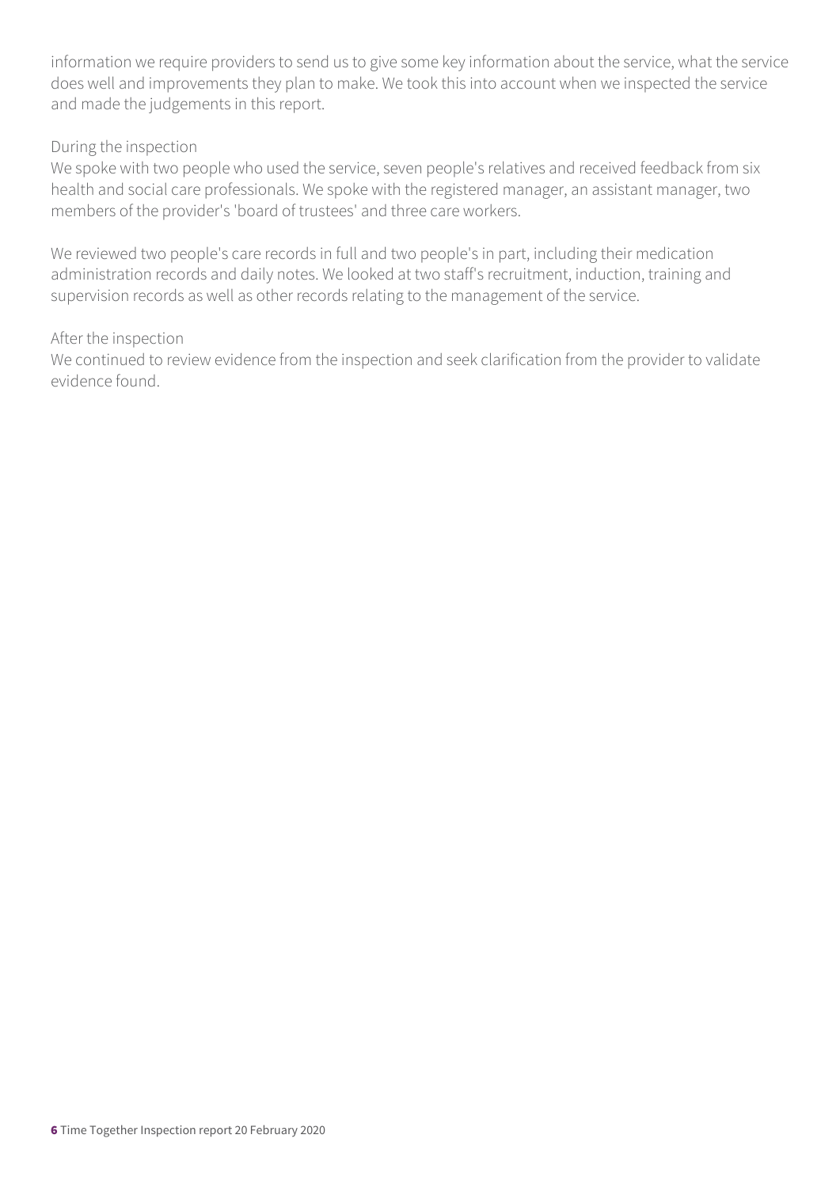information we require providers to send us to give some key information about the service, what the service does well and improvements they plan to make. We took this into account when we inspected the service and made the judgements in this report.

During the inspection
We spoke with two people who used the service, seven people's relatives and received feedback from six health and social care professionals. We spoke with the registered manager, an assistant manager, two members of the provider's 'board of trustees' and three care workers.

We reviewed two people's care records in full and two people's in part, including their medication administration records and daily notes. We looked at two staff's recruitment, induction, training and supervision records as well as other records relating to the management of the service.

After the inspection
We continued to review evidence from the inspection and seek clarification from the provider to validate evidence found.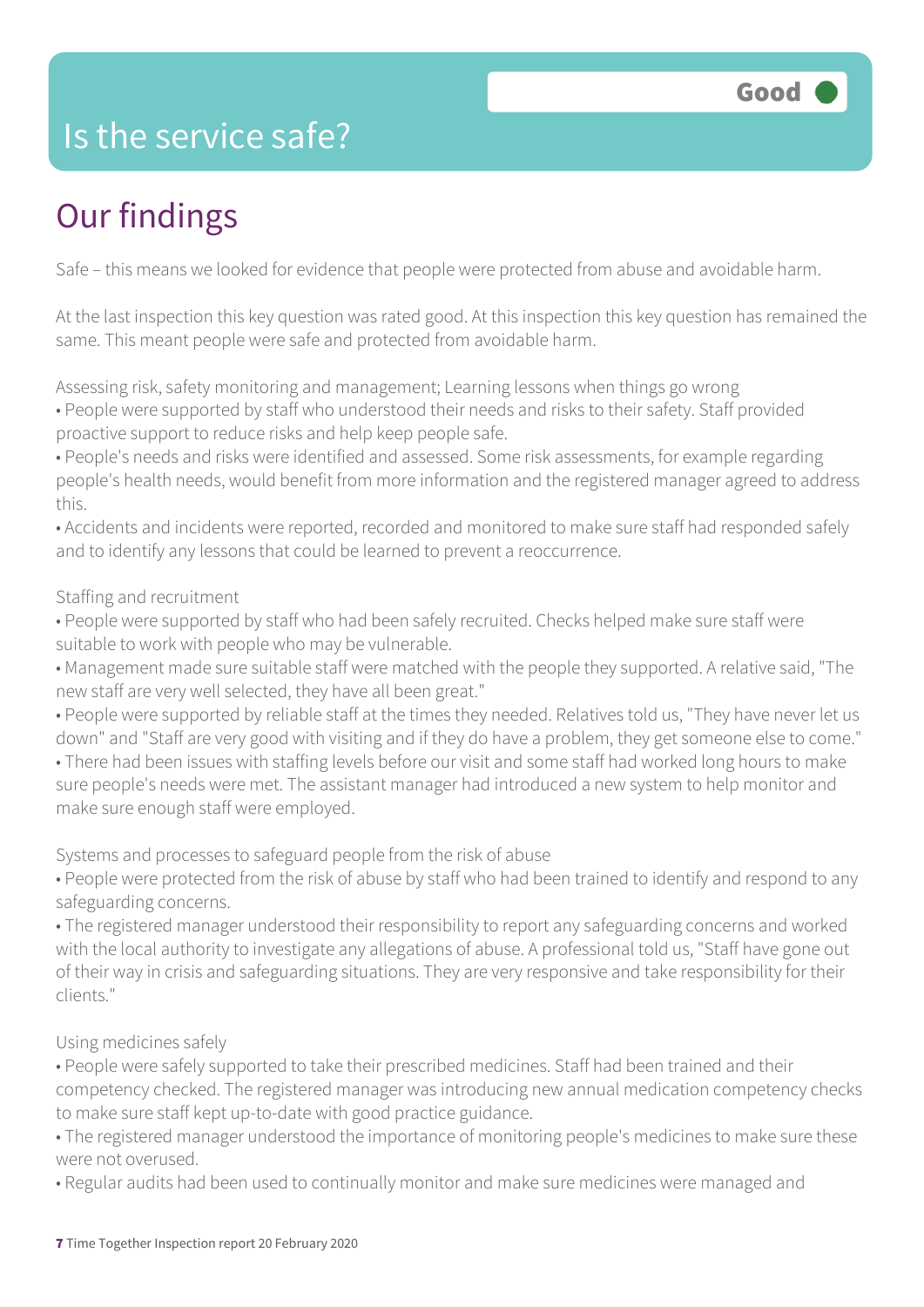# Is the service safe?

Good

## Our findings

Safe – this means we looked for evidence that people were protected from abuse and avoidable harm.

At the last inspection this key question was rated good. At this inspection this key question has remained the same. This meant people were safe and protected from avoidable harm.

Assessing risk, safety monitoring and management; Learning lessons when things go wrong

- People were supported by staff who understood their needs and risks to their safety. Staff provided proactive support to reduce risks and help keep people safe.
- People's needs and risks were identified and assessed. Some risk assessments, for example regarding people's health needs, would benefit from more information and the registered manager agreed to address this.
- Accidents and incidents were reported, recorded and monitored to make sure staff had responded safely and to identify any lessons that could be learned to prevent a reoccurrence.

Staffing and recruitment

- People were supported by staff who had been safely recruited. Checks helped make sure staff were suitable to work with people who may be vulnerable.
- Management made sure suitable staff were matched with the people they supported. A relative said, "The new staff are very well selected, they have all been great."
- People were supported by reliable staff at the times they needed. Relatives told us, "They have never let us down" and "Staff are very good with visiting and if they do have a problem, they get someone else to come."
- There had been issues with staffing levels before our visit and some staff had worked long hours to make sure people's needs were met. The assistant manager had introduced a new system to help monitor and make sure enough staff were employed.

Systems and processes to safeguard people from the risk of abuse

- People were protected from the risk of abuse by staff who had been trained to identify and respond to any safeguarding concerns.
- The registered manager understood their responsibility to report any safeguarding concerns and worked with the local authority to investigate any allegations of abuse. A professional told us, "Staff have gone out of their way in crisis and safeguarding situations. They are very responsive and take responsibility for their clients."

Using medicines safely

- People were safely supported to take their prescribed medicines. Staff had been trained and their competency checked. The registered manager was introducing new annual medication competency checks to make sure staff kept up-to-date with good practice guidance.
- The registered manager understood the importance of monitoring people's medicines to make sure these were not overused.
- Regular audits had been used to continually monitor and make sure medicines were managed and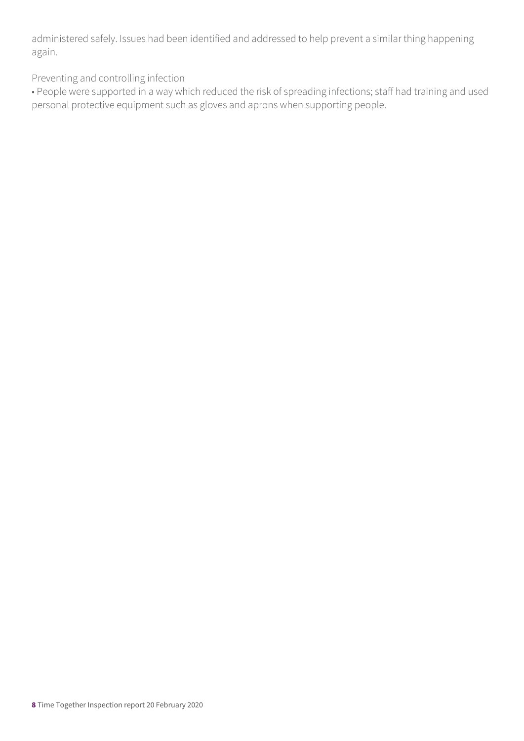administered safely. Issues had been identified and addressed to help prevent a similar thing happening again.

Preventing and controlling infection

- People were supported in a way which reduced the risk of spreading infections; staff had training and used personal protective equipment such as gloves and aprons when supporting people.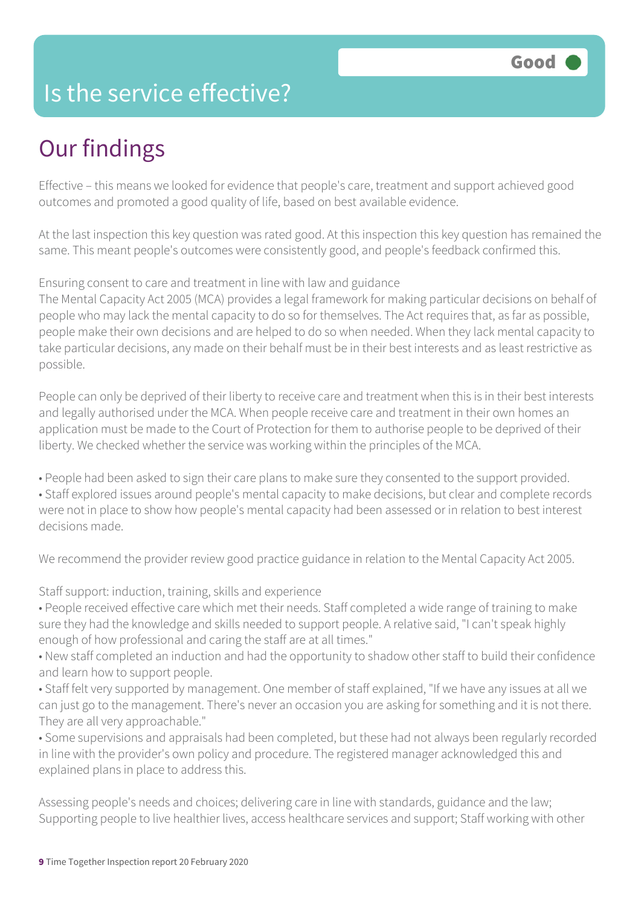# Is the service effective?

Good

## Our findings

Effective – this means we looked for evidence that people's care, treatment and support achieved good outcomes and promoted a good quality of life, based on best available evidence.

At the last inspection this key question was rated good. At this inspection this key question has remained the same. This meant people's outcomes were consistently good, and people's feedback confirmed this.

Ensuring consent to care and treatment in line with law and guidance

The Mental Capacity Act 2005 (MCA) provides a legal framework for making particular decisions on behalf of people who may lack the mental capacity to do so for themselves. The Act requires that, as far as possible, people make their own decisions and are helped to do so when needed. When they lack mental capacity to take particular decisions, any made on their behalf must be in their best interests and as least restrictive as possible.

People can only be deprived of their liberty to receive care and treatment when this is in their best interests and legally authorised under the MCA. When people receive care and treatment in their own homes an application must be made to the Court of Protection for them to authorise people to be deprived of their liberty. We checked whether the service was working within the principles of the MCA.

• People had been asked to sign their care plans to make sure they consented to the support provided.
• Staff explored issues around people's mental capacity to make decisions, but clear and complete records were not in place to show how people's mental capacity had been assessed or in relation to best interest decisions made.

We recommend the provider review good practice guidance in relation to the Mental Capacity Act 2005.

Staff support: induction, training, skills and experience

• People received effective care which met their needs. Staff completed a wide range of training to make sure they had the knowledge and skills needed to support people. A relative said, "I can't speak highly enough of how professional and caring the staff are at all times."
• New staff completed an induction and had the opportunity to shadow other staff to build their confidence and learn how to support people.
• Staff felt very supported by management. One member of staff explained, "If we have any issues at all we can just go to the management. There's never an occasion you are asking for something and it is not there. They are all very approachable."
• Some supervisions and appraisals had been completed, but these had not always been regularly recorded in line with the provider's own policy and procedure. The registered manager acknowledged this and explained plans in place to address this.

Assessing people's needs and choices; delivering care in line with standards, guidance and the law; Supporting people to live healthier lives, access healthcare services and support; Staff working with other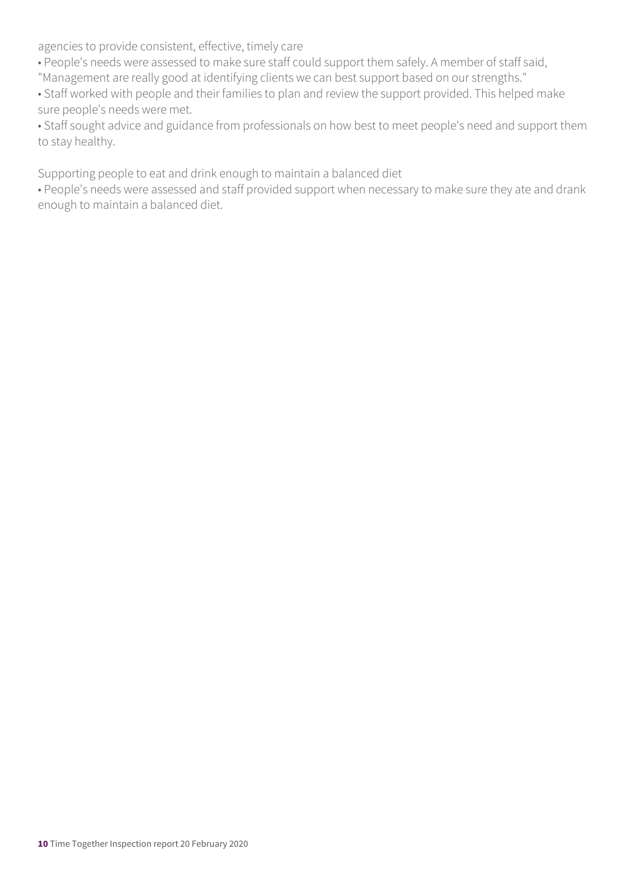agencies to provide consistent, effective, timely care

- People's needs were assessed to make sure staff could support them safely. A member of staff said, "Management are really good at identifying clients we can best support based on our strengths."
- Staff worked with people and their families to plan and review the support provided. This helped make sure people's needs were met.
- Staff sought advice and guidance from professionals on how best to meet people's need and support them to stay healthy.

Supporting people to eat and drink enough to maintain a balanced diet

- People's needs were assessed and staff provided support when necessary to make sure they ate and drank enough to maintain a balanced diet.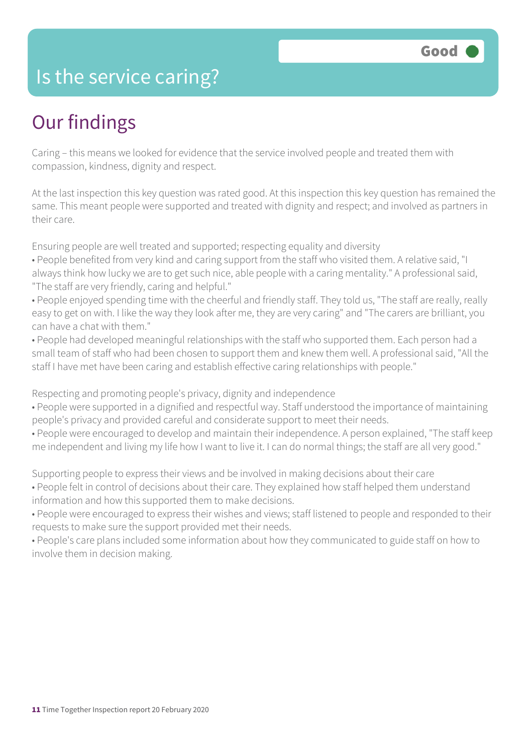# Is the service caring?

Good

## Our findings

Caring – this means we looked for evidence that the service involved people and treated them with compassion, kindness, dignity and respect.

At the last inspection this key question was rated good. At this inspection this key question has remained the same. This meant people were supported and treated with dignity and respect; and involved as partners in their care.

Ensuring people are well treated and supported; respecting equality and diversity

- People benefited from very kind and caring support from the staff who visited them. A relative said, "I always think how lucky we are to get such nice, able people with a caring mentality." A professional said, "The staff are very friendly, caring and helpful."
- People enjoyed spending time with the cheerful and friendly staff. They told us, "The staff are really, really easy to get on with. I like the way they look after me, they are very caring" and "The carers are brilliant, you can have a chat with them."
- People had developed meaningful relationships with the staff who supported them. Each person had a small team of staff who had been chosen to support them and knew them well. A professional said, "All the staff I have met have been caring and establish effective caring relationships with people."

Respecting and promoting people's privacy, dignity and independence

- People were supported in a dignified and respectful way. Staff understood the importance of maintaining people's privacy and provided careful and considerate support to meet their needs.
- People were encouraged to develop and maintain their independence. A person explained, "The staff keep me independent and living my life how I want to live it. I can do normal things; the staff are all very good."

Supporting people to express their views and be involved in making decisions about their care

- People felt in control of decisions about their care. They explained how staff helped them understand information and how this supported them to make decisions.
- People were encouraged to express their wishes and views; staff listened to people and responded to their requests to make sure the support provided met their needs.
- People's care plans included some information about how they communicated to guide staff on how to involve them in decision making.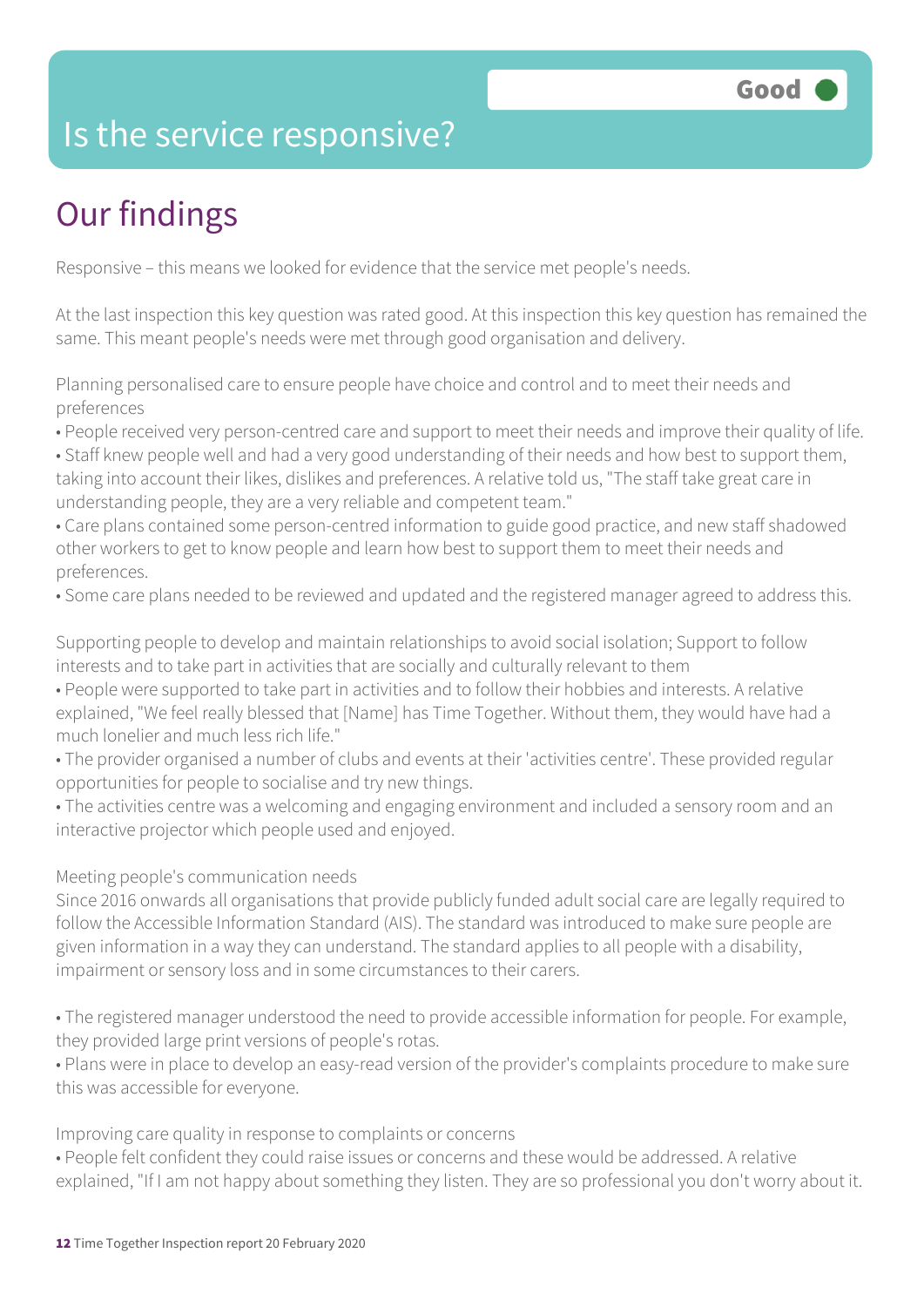# Is the service responsive?

Good

## Our findings

Responsive – this means we looked for evidence that the service met people's needs.

At the last inspection this key question was rated good. At this inspection this key question has remained the same. This meant people's needs were met through good organisation and delivery.

Planning personalised care to ensure people have choice and control and to meet their needs and preferences

- People received very person-centred care and support to meet their needs and improve their quality of life.
- Staff knew people well and had a very good understanding of their needs and how best to support them, taking into account their likes, dislikes and preferences. A relative told us, "The staff take great care in understanding people, they are a very reliable and competent team."
- Care plans contained some person-centred information to guide good practice, and new staff shadowed other workers to get to know people and learn how best to support them to meet their needs and preferences.
- Some care plans needed to be reviewed and updated and the registered manager agreed to address this.

Supporting people to develop and maintain relationships to avoid social isolation; Support to follow interests and to take part in activities that are socially and culturally relevant to them

- People were supported to take part in activities and to follow their hobbies and interests. A relative explained, "We feel really blessed that [Name] has Time Together. Without them, they would have had a much lonelier and much less rich life."
- The provider organised a number of clubs and events at their 'activities centre'. These provided regular opportunities for people to socialise and try new things.
- The activities centre was a welcoming and engaging environment and included a sensory room and an interactive projector which people used and enjoyed.

Meeting people's communication needs

Since 2016 onwards all organisations that provide publicly funded adult social care are legally required to follow the Accessible Information Standard (AIS). The standard was introduced to make sure people are given information in a way they can understand. The standard applies to all people with a disability, impairment or sensory loss and in some circumstances to their carers.

- The registered manager understood the need to provide accessible information for people. For example, they provided large print versions of people's rotas.
- Plans were in place to develop an easy-read version of the provider's complaints procedure to make sure this was accessible for everyone.

Improving care quality in response to complaints or concerns

- People felt confident they could raise issues or concerns and these would be addressed. A relative explained, "If I am not happy about something they listen. They are so professional you don't worry about it.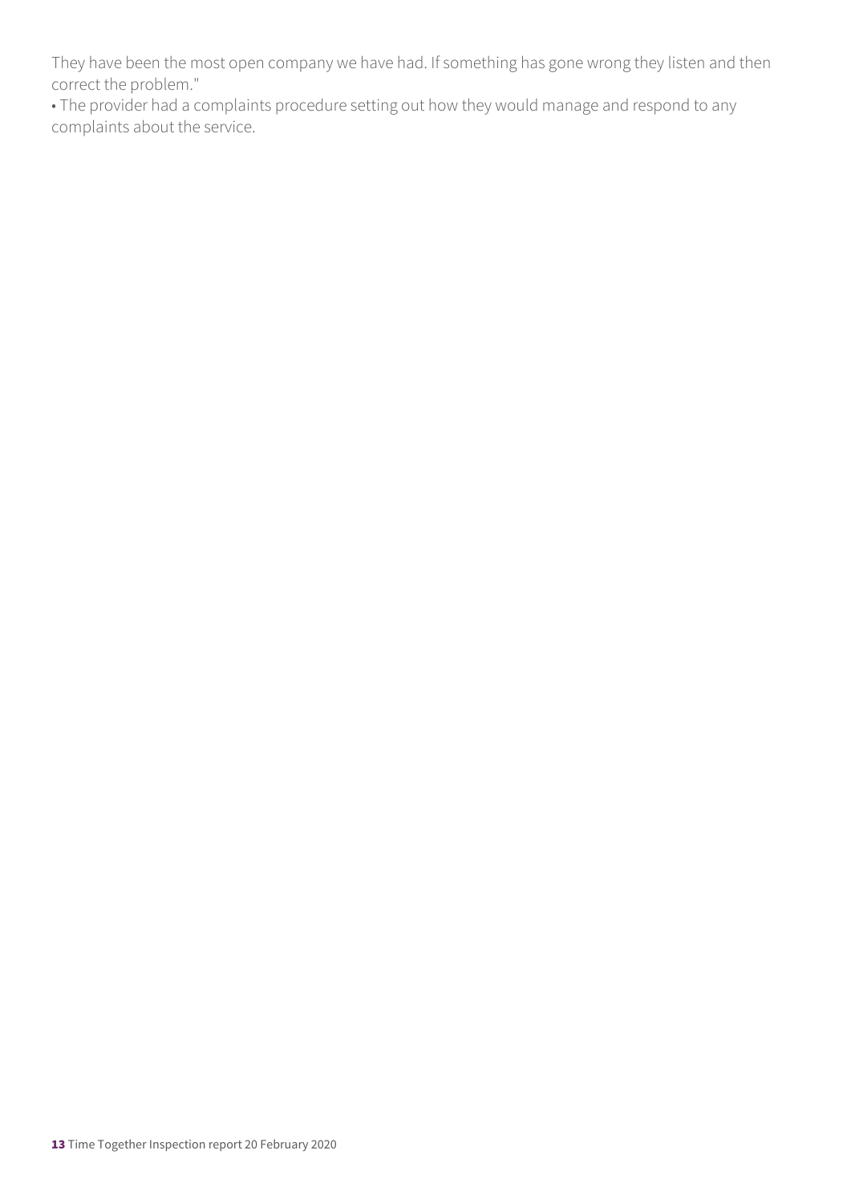They have been the most open company we have had. If something has gone wrong they listen and then correct the problem."

• The provider had a complaints procedure setting out how they would manage and respond to any complaints about the service.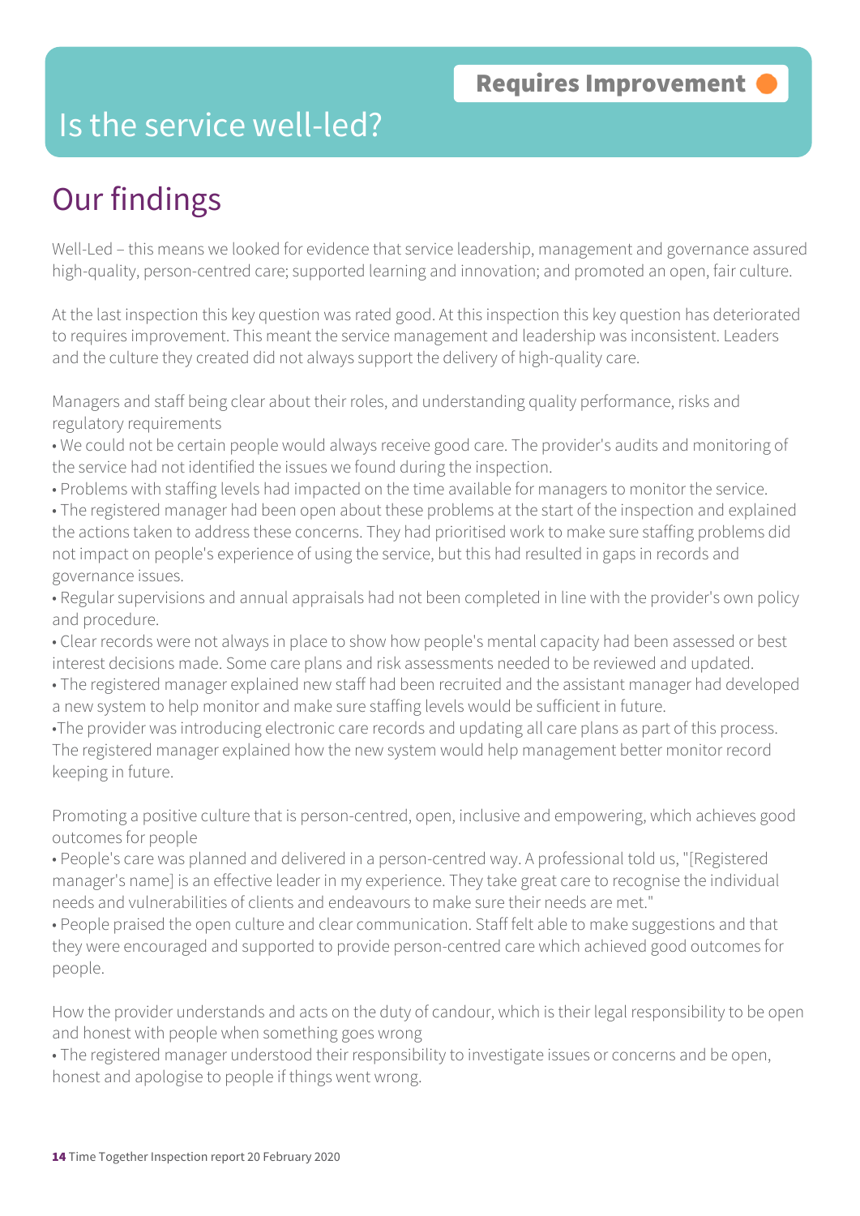Requires Improvement

# Is the service well-led?

## Our findings

Well-Led – this means we looked for evidence that service leadership, management and governance assured high-quality, person-centred care; supported learning and innovation; and promoted an open, fair culture.

At the last inspection this key question was rated good. At this inspection this key question has deteriorated to requires improvement. This meant the service management and leadership was inconsistent. Leaders and the culture they created did not always support the delivery of high-quality care.

Managers and staff being clear about their roles, and understanding quality performance, risks and regulatory requirements

- We could not be certain people would always receive good care. The provider's audits and monitoring of the service had not identified the issues we found during the inspection.
- Problems with staffing levels had impacted on the time available for managers to monitor the service.
- The registered manager had been open about these problems at the start of the inspection and explained the actions taken to address these concerns. They had prioritised work to make sure staffing problems did not impact on people's experience of using the service, but this had resulted in gaps in records and governance issues.
- Regular supervisions and annual appraisals had not been completed in line with the provider's own policy and procedure.
- Clear records were not always in place to show how people's mental capacity had been assessed or best interest decisions made. Some care plans and risk assessments needed to be reviewed and updated.
- The registered manager explained new staff had been recruited and the assistant manager had developed a new system to help monitor and make sure staffing levels would be sufficient in future.
- The provider was introducing electronic care records and updating all care plans as part of this process. The registered manager explained how the new system would help management better monitor record keeping in future.

Promoting a positive culture that is person-centred, open, inclusive and empowering, which achieves good outcomes for people

- People's care was planned and delivered in a person-centred way. A professional told us, "[Registered manager's name] is an effective leader in my experience. They take great care to recognise the individual needs and vulnerabilities of clients and endeavours to make sure their needs are met."
- People praised the open culture and clear communication. Staff felt able to make suggestions and that they were encouraged and supported to provide person-centred care which achieved good outcomes for people.

How the provider understands and acts on the duty of candour, which is their legal responsibility to be open and honest with people when something goes wrong

- The registered manager understood their responsibility to investigate issues or concerns and be open, honest and apologise to people if things went wrong.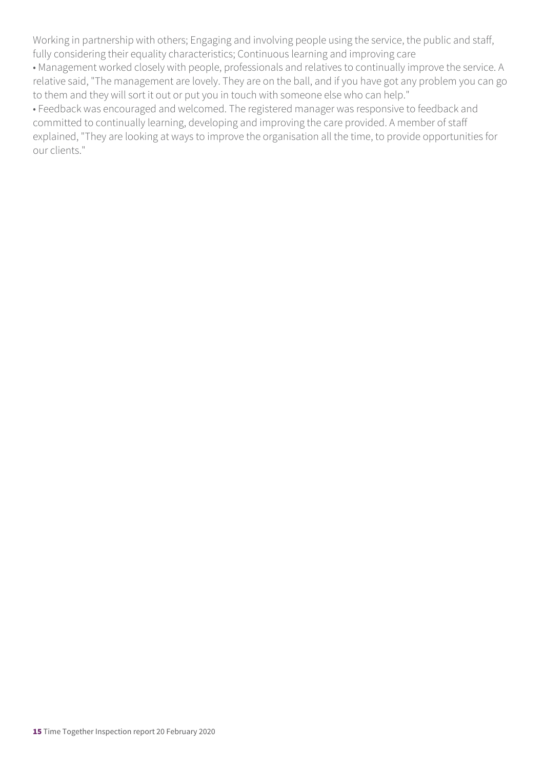Working in partnership with others; Engaging and involving people using the service, the public and staff, fully considering their equality characteristics; Continuous learning and improving care

- Management worked closely with people, professionals and relatives to continually improve the service. A relative said, "The management are lovely. They are on the ball, and if you have got any problem you can go to them and they will sort it out or put you in touch with someone else who can help."
- Feedback was encouraged and welcomed. The registered manager was responsive to feedback and committed to continually learning, developing and improving the care provided. A member of staff explained, "They are looking at ways to improve the organisation all the time, to provide opportunities for our clients."